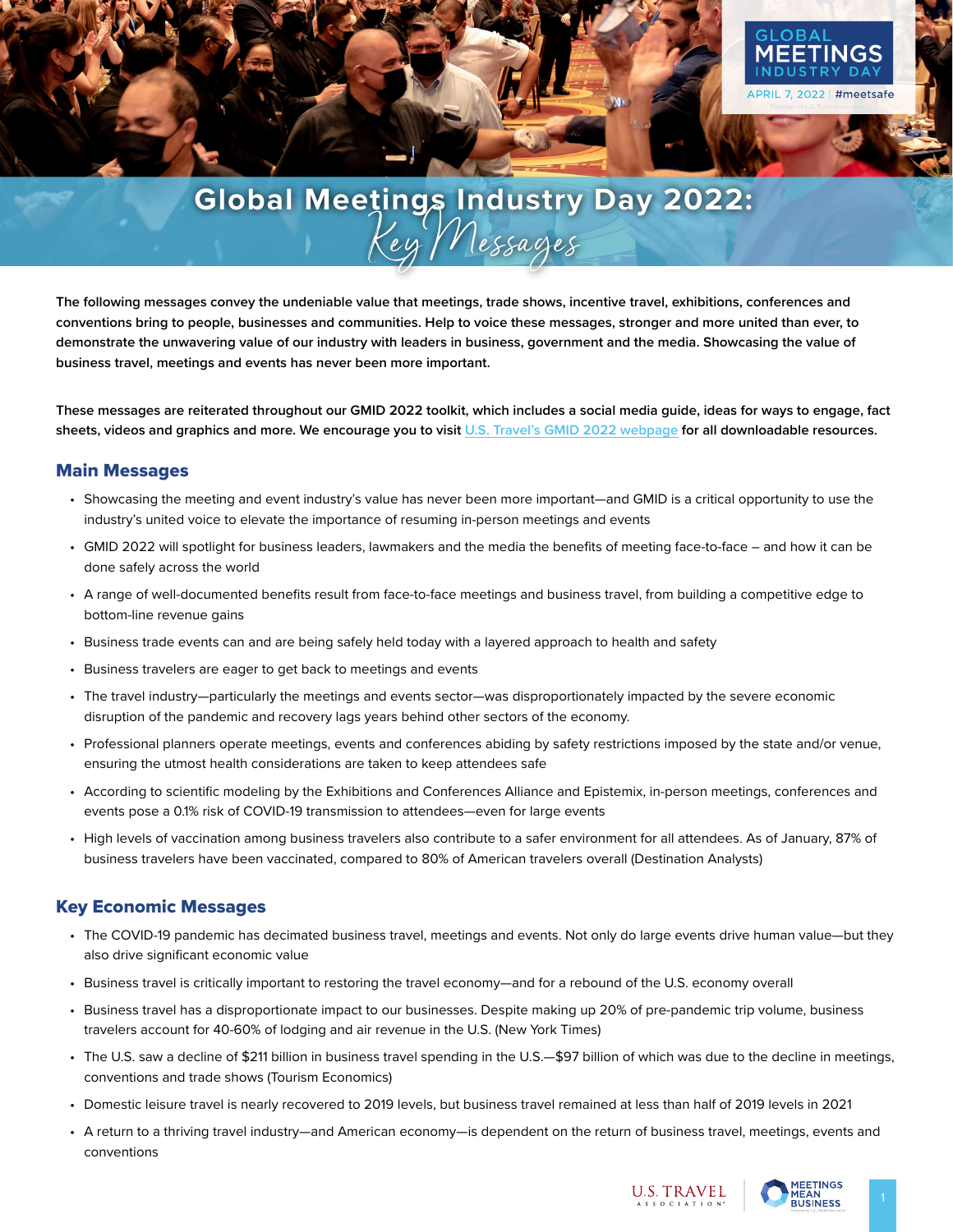# Global Meetings Industry Day 2022: *Key Messages*

**The following messages convey the undeniable value that meetings, trade shows, incentive travel, exhibitions, conferences and conventions bring to people, businesses and communities. Help to voice these messages, stronger and more united than ever, to demonstrate the unwavering value of our industry with leaders in business, government and the media. Showcasing the value of business travel, meetings and events has never been more important.**

**These messages are reiterated throughout our GMID 2022 toolkit, which includes a social media guide, ideas for ways to engage, fact sheets, videos and graphics and more. We encourage you to visit U.S. Travel's GMID 2022 webpage for all downloadable resources.**

## Main Messages

- Showcasing the meeting and event industry's value has never been more important—and GMID is a critical opportunity to use the industry's united voice to elevate the importance of resuming in-person meetings and events
- GMID 2022 will spotlight for business leaders, lawmakers and the media the benefits of meeting face-to-face – and how it can be done safely across the world
- A range of well-documented benefits result from face-to-face meetings and business travel, from building a competitive edge to bottom-line revenue gains
- Business trade events can and are being safely held today with a layered approach to health and safety
- Business travelers are eager to get back to meetings and events
- The travel industry—particularly the meetings and events sector—was disproportionately impacted by the severe economic disruption of the pandemic and recovery lags years behind other sectors of the economy.
- Professional planners operate meetings, events and conferences abiding by safety restrictions imposed by the state and/or venue, ensuring the utmost health considerations are taken to keep attendees safe
- According to scientific modeling by the Exhibitions and Conferences Alliance and Epistemix, in-person meetings, conferences and events pose a 0.1% risk of COVID-19 transmission to attendees—even for large events
- High levels of vaccination among business travelers also contribute to a safer environment for all attendees. As of January, 87% of business travelers have been vaccinated, compared to 80% of American travelers overall (Destination Analysts)

## Key Economic Messages

- The COVID-19 pandemic has decimated business travel, meetings and events. Not only do large events drive human value—but they also drive significant economic value
- Business travel is critically important to restoring the travel economy—and for a rebound of the U.S. economy overall
- Business travel has a disproportionate impact to our businesses. Despite making up 20% of pre-pandemic trip volume, business travelers account for 40-60% of lodging and air revenue in the U.S. (New York Times)
- The U.S. saw a decline of $211 billion in business travel spending in the U.S.—$97 billion of which was due to the decline in meetings, conventions and trade shows (Tourism Economics)
- Domestic leisure travel is nearly recovered to 2019 levels, but business travel remained at less than half of 2019 levels in 2021
- A return to a thriving travel industry—and American economy—is dependent on the return of business travel, meetings, events and conventions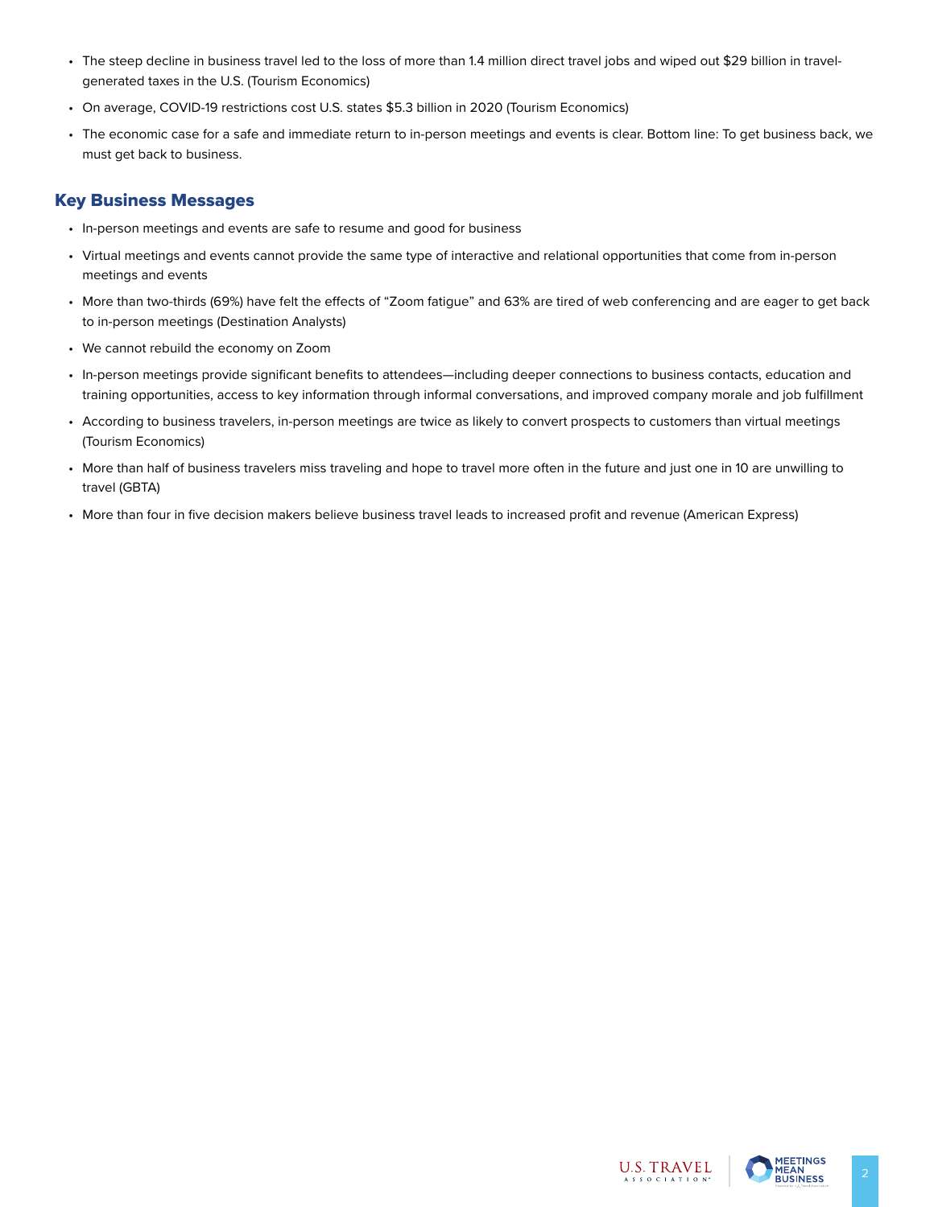- The steep decline in business travel led to the loss of more than 1.4 million direct travel jobs and wiped out $29 billion in travel-generated taxes in the U.S. (Tourism Economics)
- On average, COVID-19 restrictions cost U.S. states $5.3 billion in 2020 (Tourism Economics)
- The economic case for a safe and immediate return to in-person meetings and events is clear. Bottom line: To get business back, we must get back to business.

## Key Business Messages

- In-person meetings and events are safe to resume and good for business
- Virtual meetings and events cannot provide the same type of interactive and relational opportunities that come from in-person meetings and events
- More than two-thirds (69%) have felt the effects of "Zoom fatigue" and 63% are tired of web conferencing and are eager to get back to in-person meetings (Destination Analysts)
- We cannot rebuild the economy on Zoom
- In-person meetings provide significant benefits to attendees—including deeper connections to business contacts, education and training opportunities, access to key information through informal conversations, and improved company morale and job fulfillment
- According to business travelers, in-person meetings are twice as likely to convert prospects to customers than virtual meetings (Tourism Economics)
- More than half of business travelers miss traveling and hope to travel more often in the future and just one in 10 are unwilling to travel (GBTA)
- More than four in five decision makers believe business travel leads to increased profit and revenue (American Express)